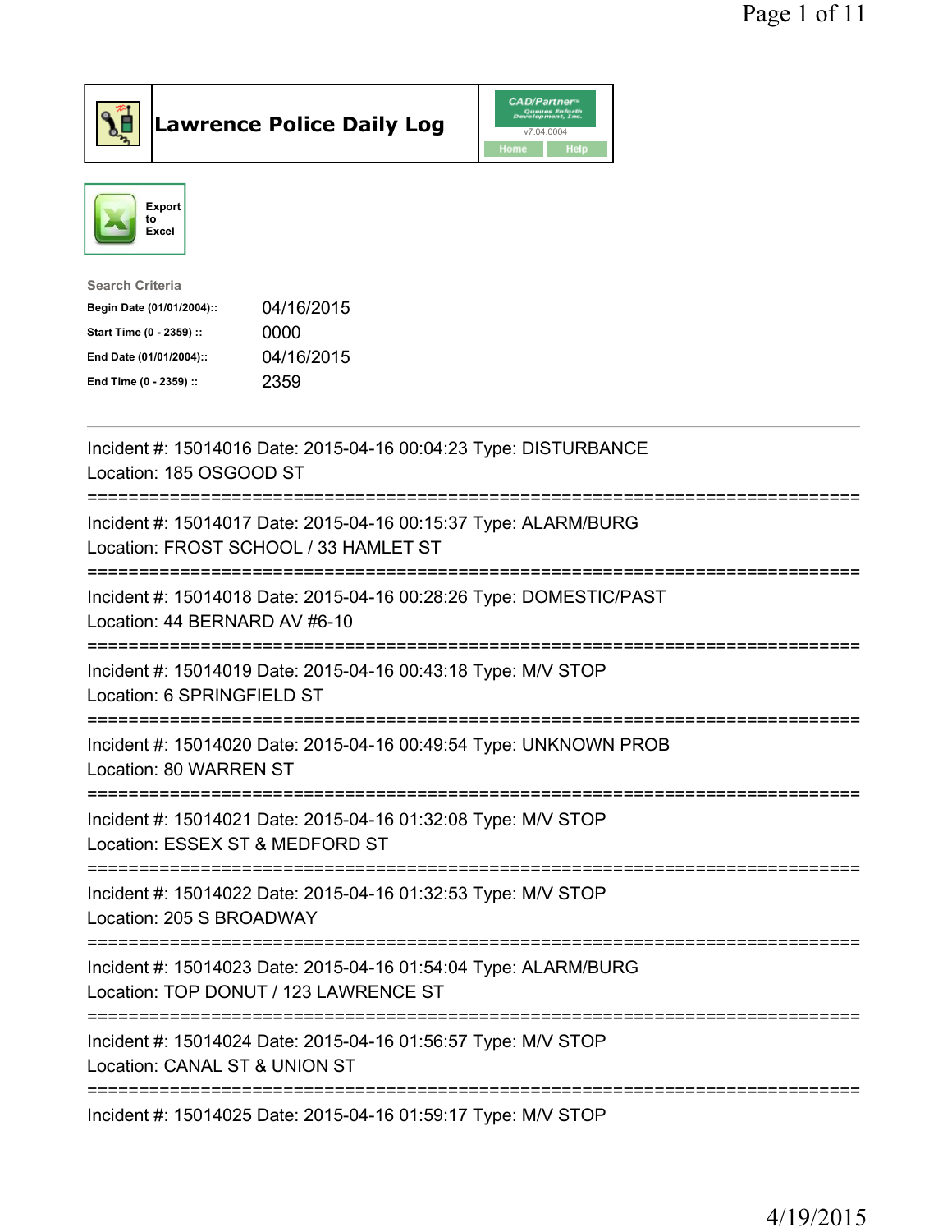# Lawrence Police Daily Log

CAD/Partner v7.04.0004

Home | Help

Export to Excel

Search Criteria

| | |
|---|---|
| **Begin Date (01/01/2004)::** | 04/16/2015 |
| **Start Time (0 - 2359) ::** | 0000 |
| **End Date (01/01/2004)::** | 04/16/2015 |
| **End Time (0 - 2359) ::** | 2359 |

---

Incident #: 15014016 Date: 2015-04-16 00:04:23 Type: DISTURBANCE
Location: 185 OSGOOD ST

===========================================================================

Incident #: 15014017 Date: 2015-04-16 00:15:37 Type: ALARM/BURG
Location: FROST SCHOOL / 33 HAMLET ST

===========================================================================

Incident #: 15014018 Date: 2015-04-16 00:28:26 Type: DOMESTIC/PAST
Location: 44 BERNARD AV #6-10

===========================================================================

Incident #: 15014019 Date: 2015-04-16 00:43:18 Type: M/V STOP
Location: 6 SPRINGFIELD ST

===========================================================================

Incident #: 15014020 Date: 2015-04-16 00:49:54 Type: UNKNOWN PROB
Location: 80 WARREN ST

===========================================================================

Incident #: 15014021 Date: 2015-04-16 01:32:08 Type: M/V STOP
Location: ESSEX ST & MEDFORD ST

===========================================================================

Incident #: 15014022 Date: 2015-04-16 01:32:53 Type: M/V STOP
Location: 205 S BROADWAY

===========================================================================

Incident #: 15014023 Date: 2015-04-16 01:54:04 Type: ALARM/BURG
Location: TOP DONUT / 123 LAWRENCE ST

===========================================================================

Incident #: 15014024 Date: 2015-04-16 01:56:57 Type: M/V STOP
Location: CANAL ST & UNION ST

===========================================================================

Incident #: 15014025 Date: 2015-04-16 01:59:17 Type: M/V STOP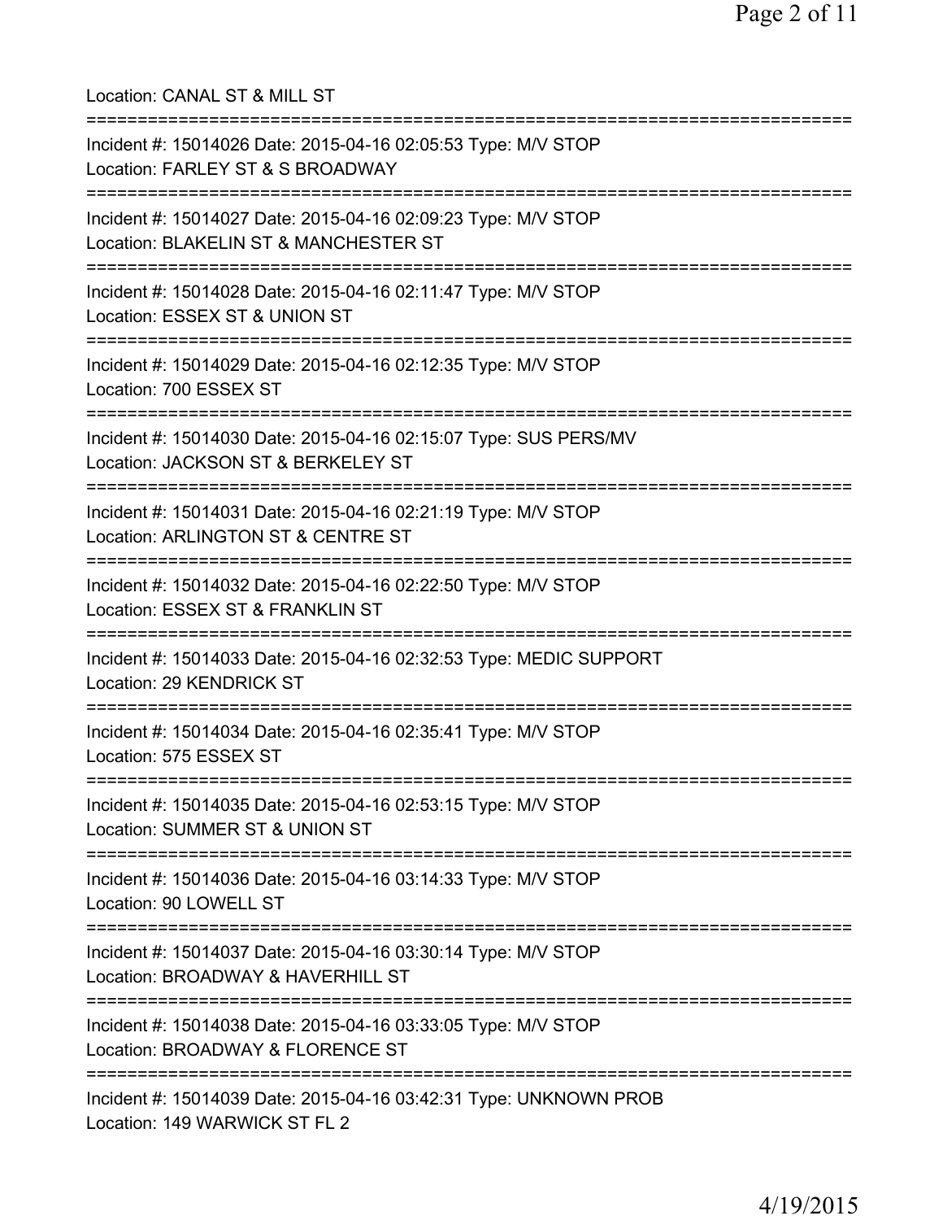Location: CANAL ST & MILL ST

===========================================================================

Incident #: 15014026 Date: 2015-04-16 02:05:53 Type: M/V STOP
Location: FARLEY ST & S BROADWAY

===========================================================================

Incident #: 15014027 Date: 2015-04-16 02:09:23 Type: M/V STOP
Location: BLAKELIN ST & MANCHESTER ST

===========================================================================

Incident #: 15014028 Date: 2015-04-16 02:11:47 Type: M/V STOP
Location: ESSEX ST & UNION ST

===========================================================================

Incident #: 15014029 Date: 2015-04-16 02:12:35 Type: M/V STOP
Location: 700 ESSEX ST

===========================================================================

Incident #: 15014030 Date: 2015-04-16 02:15:07 Type: SUS PERS/MV
Location: JACKSON ST & BERKELEY ST

===========================================================================

Incident #: 15014031 Date: 2015-04-16 02:21:19 Type: M/V STOP
Location: ARLINGTON ST & CENTRE ST

===========================================================================

Incident #: 15014032 Date: 2015-04-16 02:22:50 Type: M/V STOP
Location: ESSEX ST & FRANKLIN ST

===========================================================================

Incident #: 15014033 Date: 2015-04-16 02:32:53 Type: MEDIC SUPPORT
Location: 29 KENDRICK ST

===========================================================================

Incident #: 15014034 Date: 2015-04-16 02:35:41 Type: M/V STOP
Location: 575 ESSEX ST

===========================================================================

Incident #: 15014035 Date: 2015-04-16 02:53:15 Type: M/V STOP
Location: SUMMER ST & UNION ST

===========================================================================

Incident #: 15014036 Date: 2015-04-16 03:14:33 Type: M/V STOP
Location: 90 LOWELL ST

===========================================================================

Incident #: 15014037 Date: 2015-04-16 03:30:14 Type: M/V STOP
Location: BROADWAY & HAVERHILL ST

===========================================================================

Incident #: 15014038 Date: 2015-04-16 03:33:05 Type: M/V STOP
Location: BROADWAY & FLORENCE ST

===========================================================================

Incident #: 15014039 Date: 2015-04-16 03:42:31 Type: UNKNOWN PROB
Location: 149 WARWICK ST FL 2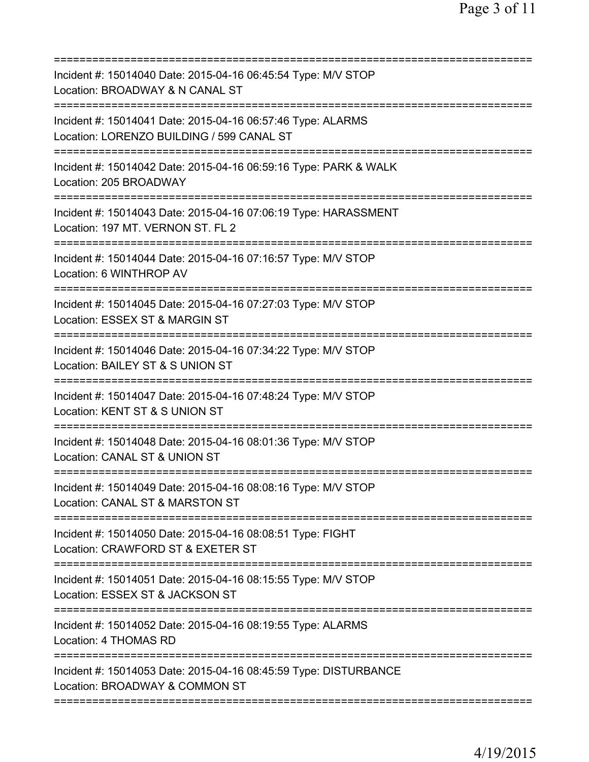===========================================================================
Incident #: 15014040 Date: 2015-04-16 06:45:54 Type: M/V STOP
Location: BROADWAY & N CANAL ST
===========================================================================
Incident #: 15014041 Date: 2015-04-16 06:57:46 Type: ALARMS
Location: LORENZO BUILDING / 599 CANAL ST
===========================================================================
Incident #: 15014042 Date: 2015-04-16 06:59:16 Type: PARK & WALK
Location: 205 BROADWAY
===========================================================================
Incident #: 15014043 Date: 2015-04-16 07:06:19 Type: HARASSMENT
Location: 197 MT. VERNON ST. FL 2
===========================================================================
Incident #: 15014044 Date: 2015-04-16 07:16:57 Type: M/V STOP
Location: 6 WINTHROP AV
===========================================================================
Incident #: 15014045 Date: 2015-04-16 07:27:03 Type: M/V STOP
Location: ESSEX ST & MARGIN ST
===========================================================================
Incident #: 15014046 Date: 2015-04-16 07:34:22 Type: M/V STOP
Location: BAILEY ST & S UNION ST
===========================================================================
Incident #: 15014047 Date: 2015-04-16 07:48:24 Type: M/V STOP
Location: KENT ST & S UNION ST
===========================================================================
Incident #: 15014048 Date: 2015-04-16 08:01:36 Type: M/V STOP
Location: CANAL ST & UNION ST
===========================================================================
Incident #: 15014049 Date: 2015-04-16 08:08:16 Type: M/V STOP
Location: CANAL ST & MARSTON ST
===========================================================================
Incident #: 15014050 Date: 2015-04-16 08:08:51 Type: FIGHT
Location: CRAWFORD ST & EXETER ST
===========================================================================
Incident #: 15014051 Date: 2015-04-16 08:15:55 Type: M/V STOP
Location: ESSEX ST & JACKSON ST
===========================================================================
Incident #: 15014052 Date: 2015-04-16 08:19:55 Type: ALARMS
Location: 4 THOMAS RD
===========================================================================
Incident #: 15014053 Date: 2015-04-16 08:45:59 Type: DISTURBANCE
Location: BROADWAY & COMMON ST
===========================================================================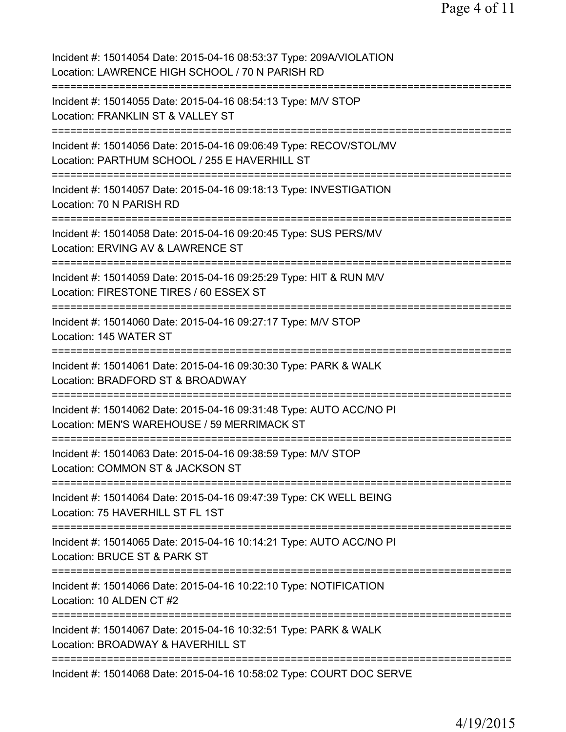Incident #: 15014054 Date: 2015-04-16 08:53:37 Type: 209A/VIOLATION
Location: LAWRENCE HIGH SCHOOL / 70 N PARISH RD
===========================================================================
Incident #: 15014055 Date: 2015-04-16 08:54:13 Type: M/V STOP
Location: FRANKLIN ST & VALLEY ST
===========================================================================
Incident #: 15014056 Date: 2015-04-16 09:06:49 Type: RECOV/STOL/MV
Location: PARTHUM SCHOOL / 255 E HAVERHILL ST
===========================================================================
Incident #: 15014057 Date: 2015-04-16 09:18:13 Type: INVESTIGATION
Location: 70 N PARISH RD
===========================================================================
Incident #: 15014058 Date: 2015-04-16 09:20:45 Type: SUS PERS/MV
Location: ERVING AV & LAWRENCE ST
===========================================================================
Incident #: 15014059 Date: 2015-04-16 09:25:29 Type: HIT & RUN M/V
Location: FIRESTONE TIRES / 60 ESSEX ST
===========================================================================
Incident #: 15014060 Date: 2015-04-16 09:27:17 Type: M/V STOP
Location: 145 WATER ST
===========================================================================
Incident #: 15014061 Date: 2015-04-16 09:30:30 Type: PARK & WALK
Location: BRADFORD ST & BROADWAY
===========================================================================
Incident #: 15014062 Date: 2015-04-16 09:31:48 Type: AUTO ACC/NO PI
Location: MEN'S WAREHOUSE / 59 MERRIMACK ST
===========================================================================
Incident #: 15014063 Date: 2015-04-16 09:38:59 Type: M/V STOP
Location: COMMON ST & JACKSON ST
===========================================================================
Incident #: 15014064 Date: 2015-04-16 09:47:39 Type: CK WELL BEING
Location: 75 HAVERHILL ST FL 1ST
===========================================================================
Incident #: 15014065 Date: 2015-04-16 10:14:21 Type: AUTO ACC/NO PI
Location: BRUCE ST & PARK ST
===========================================================================
Incident #: 15014066 Date: 2015-04-16 10:22:10 Type: NOTIFICATION
Location: 10 ALDEN CT #2
===========================================================================
Incident #: 15014067 Date: 2015-04-16 10:32:51 Type: PARK & WALK
Location: BROADWAY & HAVERHILL ST
===========================================================================
Incident #: 15014068 Date: 2015-04-16 10:58:02 Type: COURT DOC SERVE

4/19/2015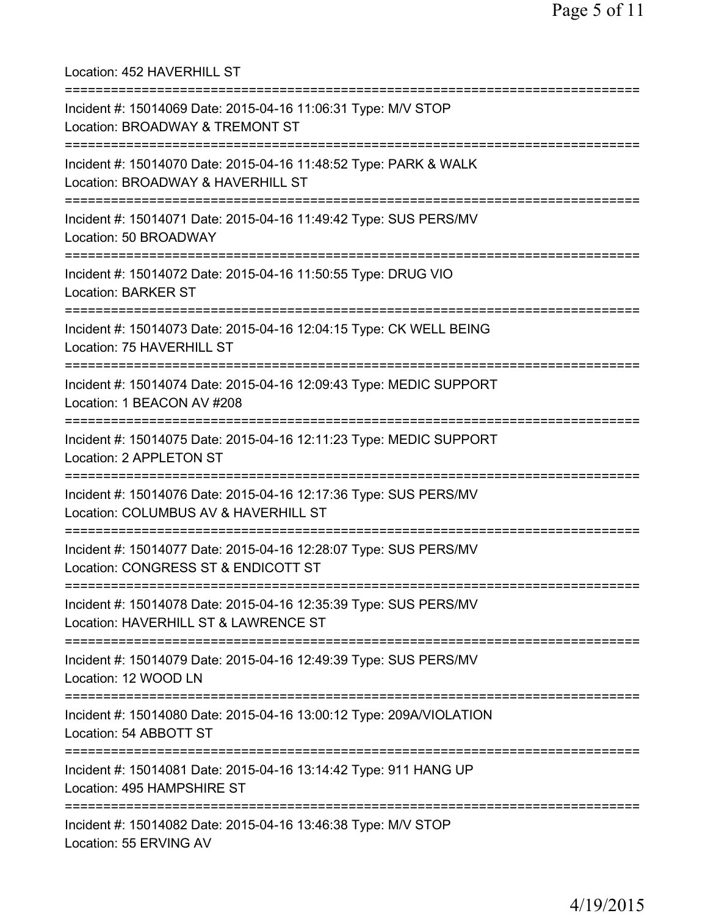Location: 452 HAVERHILL ST

===========================================================================

Incident #: 15014069 Date: 2015-04-16 11:06:31 Type: M/V STOP
Location: BROADWAY & TREMONT ST

===========================================================================

Incident #: 15014070 Date: 2015-04-16 11:48:52 Type: PARK & WALK
Location: BROADWAY & HAVERHILL ST

===========================================================================

Incident #: 15014071 Date: 2015-04-16 11:49:42 Type: SUS PERS/MV
Location: 50 BROADWAY

===========================================================================

Incident #: 15014072 Date: 2015-04-16 11:50:55 Type: DRUG VIO
Location: BARKER ST

===========================================================================

Incident #: 15014073 Date: 2015-04-16 12:04:15 Type: CK WELL BEING
Location: 75 HAVERHILL ST

===========================================================================

Incident #: 15014074 Date: 2015-04-16 12:09:43 Type: MEDIC SUPPORT
Location: 1 BEACON AV #208

===========================================================================

Incident #: 15014075 Date: 2015-04-16 12:11:23 Type: MEDIC SUPPORT
Location: 2 APPLETON ST

===========================================================================

Incident #: 15014076 Date: 2015-04-16 12:17:36 Type: SUS PERS/MV
Location: COLUMBUS AV & HAVERHILL ST

===========================================================================

Incident #: 15014077 Date: 2015-04-16 12:28:07 Type: SUS PERS/MV
Location: CONGRESS ST & ENDICOTT ST

===========================================================================

Incident #: 15014078 Date: 2015-04-16 12:35:39 Type: SUS PERS/MV
Location: HAVERHILL ST & LAWRENCE ST

===========================================================================

Incident #: 15014079 Date: 2015-04-16 12:49:39 Type: SUS PERS/MV
Location: 12 WOOD LN

===========================================================================

Incident #: 15014080 Date: 2015-04-16 13:00:12 Type: 209A/VIOLATION
Location: 54 ABBOTT ST

===========================================================================

Incident #: 15014081 Date: 2015-04-16 13:14:42 Type: 911 HANG UP
Location: 495 HAMPSHIRE ST

===========================================================================

Incident #: 15014082 Date: 2015-04-16 13:46:38 Type: M/V STOP
Location: 55 ERVING AV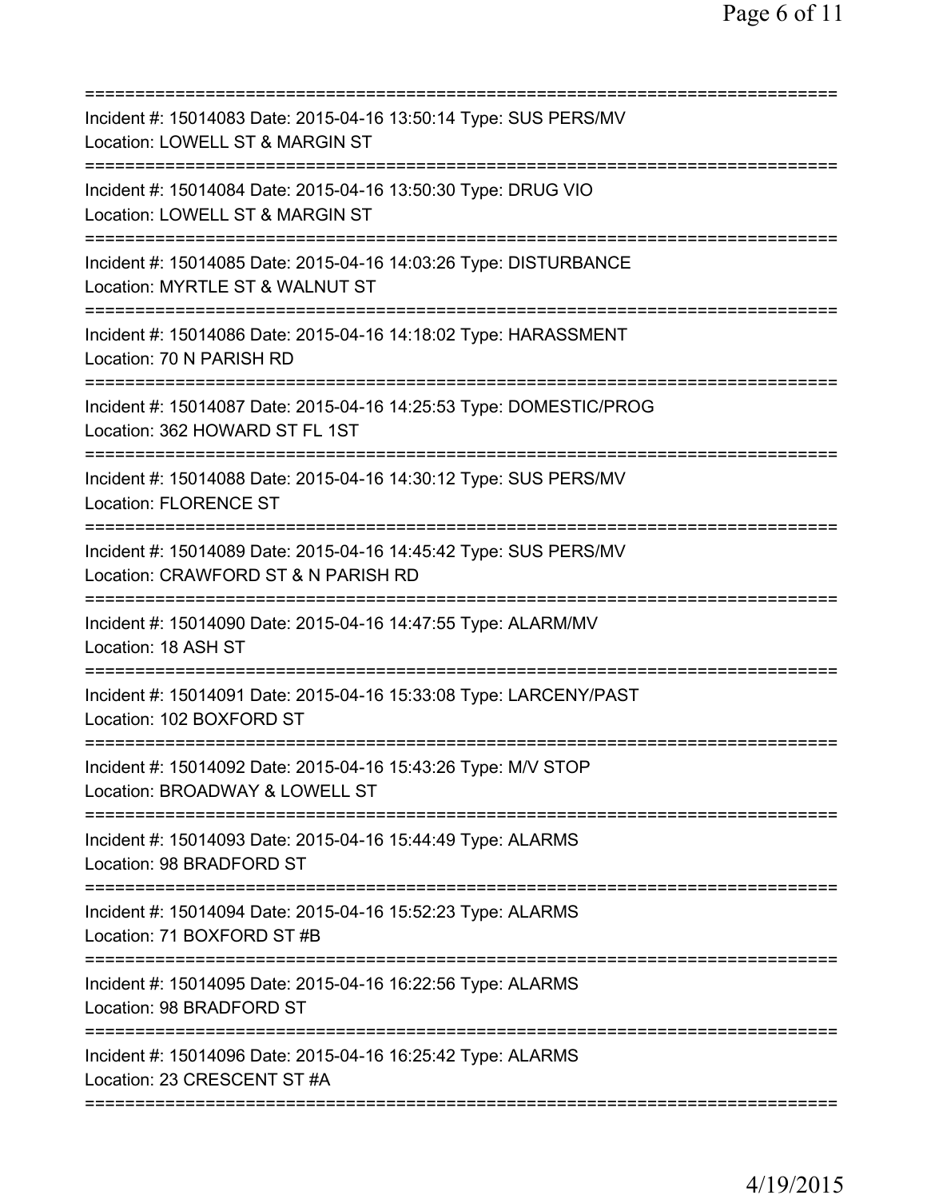===========================================================================
Incident #: 15014083 Date: 2015-04-16 13:50:14 Type: SUS PERS/MV
Location: LOWELL ST & MARGIN ST
===========================================================================
Incident #: 15014084 Date: 2015-04-16 13:50:30 Type: DRUG VIO
Location: LOWELL ST & MARGIN ST
===========================================================================
Incident #: 15014085 Date: 2015-04-16 14:03:26 Type: DISTURBANCE
Location: MYRTLE ST & WALNUT ST
===========================================================================
Incident #: 15014086 Date: 2015-04-16 14:18:02 Type: HARASSMENT
Location: 70 N PARISH RD
===========================================================================
Incident #: 15014087 Date: 2015-04-16 14:25:53 Type: DOMESTIC/PROG
Location: 362 HOWARD ST FL 1ST
===========================================================================
Incident #: 15014088 Date: 2015-04-16 14:30:12 Type: SUS PERS/MV
Location: FLORENCE ST
===========================================================================
Incident #: 15014089 Date: 2015-04-16 14:45:42 Type: SUS PERS/MV
Location: CRAWFORD ST & N PARISH RD
===========================================================================
Incident #: 15014090 Date: 2015-04-16 14:47:55 Type: ALARM/MV
Location: 18 ASH ST
===========================================================================
Incident #: 15014091 Date: 2015-04-16 15:33:08 Type: LARCENY/PAST
Location: 102 BOXFORD ST
===========================================================================
Incident #: 15014092 Date: 2015-04-16 15:43:26 Type: M/V STOP
Location: BROADWAY & LOWELL ST
===========================================================================
Incident #: 15014093 Date: 2015-04-16 15:44:49 Type: ALARMS
Location: 98 BRADFORD ST
===========================================================================
Incident #: 15014094 Date: 2015-04-16 15:52:23 Type: ALARMS
Location: 71 BOXFORD ST #B
===========================================================================
Incident #: 15014095 Date: 2015-04-16 16:22:56 Type: ALARMS
Location: 98 BRADFORD ST
===========================================================================
Incident #: 15014096 Date: 2015-04-16 16:25:42 Type: ALARMS
Location: 23 CRESCENT ST #A
===========================================================================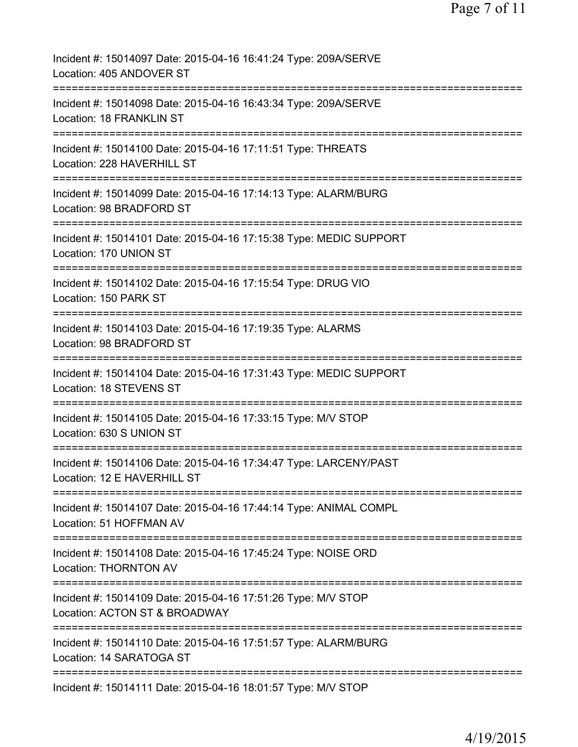Incident #: 15014097 Date: 2015-04-16 16:41:24 Type: 209A/SERVE
Location: 405 ANDOVER ST
===========================================================================
Incident #: 15014098 Date: 2015-04-16 16:43:34 Type: 209A/SERVE
Location: 18 FRANKLIN ST
===========================================================================
Incident #: 15014100 Date: 2015-04-16 17:11:51 Type: THREATS
Location: 228 HAVERHILL ST
===========================================================================
Incident #: 15014099 Date: 2015-04-16 17:14:13 Type: ALARM/BURG
Location: 98 BRADFORD ST
===========================================================================
Incident #: 15014101 Date: 2015-04-16 17:15:38 Type: MEDIC SUPPORT
Location: 170 UNION ST
===========================================================================
Incident #: 15014102 Date: 2015-04-16 17:15:54 Type: DRUG VIO
Location: 150 PARK ST
===========================================================================
Incident #: 15014103 Date: 2015-04-16 17:19:35 Type: ALARMS
Location: 98 BRADFORD ST
===========================================================================
Incident #: 15014104 Date: 2015-04-16 17:31:43 Type: MEDIC SUPPORT
Location: 18 STEVENS ST
===========================================================================
Incident #: 15014105 Date: 2015-04-16 17:33:15 Type: M/V STOP
Location: 630 S UNION ST
===========================================================================
Incident #: 15014106 Date: 2015-04-16 17:34:47 Type: LARCENY/PAST
Location: 12 E HAVERHILL ST
===========================================================================
Incident #: 15014107 Date: 2015-04-16 17:44:14 Type: ANIMAL COMPL
Location: 51 HOFFMAN AV
===========================================================================
Incident #: 15014108 Date: 2015-04-16 17:45:24 Type: NOISE ORD
Location: THORNTON AV
===========================================================================
Incident #: 15014109 Date: 2015-04-16 17:51:26 Type: M/V STOP
Location: ACTON ST & BROADWAY
===========================================================================
Incident #: 15014110 Date: 2015-04-16 17:51:57 Type: ALARM/BURG
Location: 14 SARATOGA ST
===========================================================================
Incident #: 15014111 Date: 2015-04-16 18:01:57 Type: M/V STOP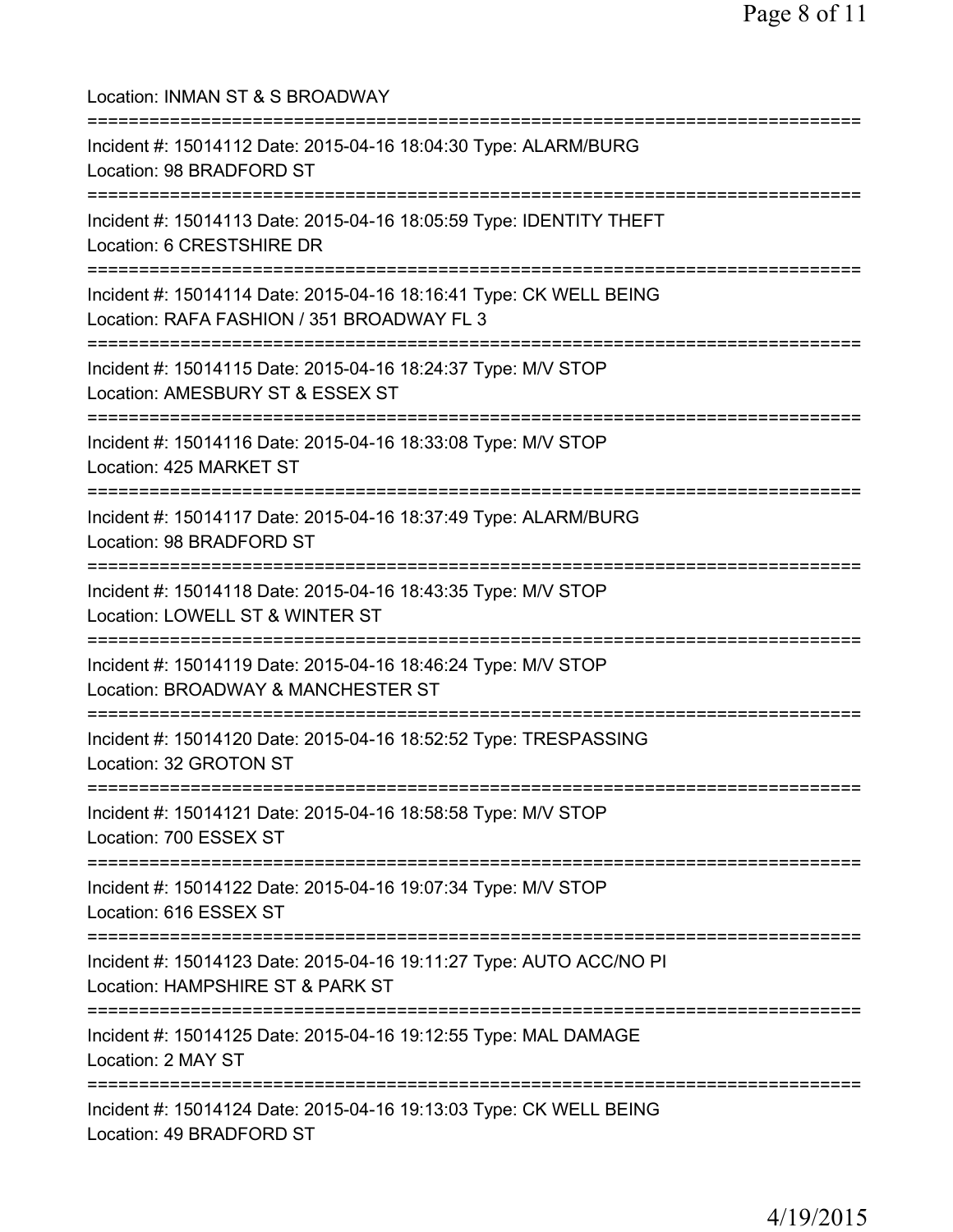Location: INMAN ST & S BROADWAY

===========================================================================

Incident #: 15014112 Date: 2015-04-16 18:04:30 Type: ALARM/BURG
Location: 98 BRADFORD ST

===========================================================================

Incident #: 15014113 Date: 2015-04-16 18:05:59 Type: IDENTITY THEFT
Location: 6 CRESTSHIRE DR

===========================================================================

Incident #: 15014114 Date: 2015-04-16 18:16:41 Type: CK WELL BEING
Location: RAFA FASHION / 351 BROADWAY FL 3

===========================================================================

Incident #: 15014115 Date: 2015-04-16 18:24:37 Type: M/V STOP
Location: AMESBURY ST & ESSEX ST

===========================================================================

Incident #: 15014116 Date: 2015-04-16 18:33:08 Type: M/V STOP
Location: 425 MARKET ST

===========================================================================

Incident #: 15014117 Date: 2015-04-16 18:37:49 Type: ALARM/BURG
Location: 98 BRADFORD ST

===========================================================================

Incident #: 15014118 Date: 2015-04-16 18:43:35 Type: M/V STOP
Location: LOWELL ST & WINTER ST

===========================================================================

Incident #: 15014119 Date: 2015-04-16 18:46:24 Type: M/V STOP
Location: BROADWAY & MANCHESTER ST

===========================================================================

Incident #: 15014120 Date: 2015-04-16 18:52:52 Type: TRESPASSING
Location: 32 GROTON ST

===========================================================================

Incident #: 15014121 Date: 2015-04-16 18:58:58 Type: M/V STOP
Location: 700 ESSEX ST

===========================================================================

Incident #: 15014122 Date: 2015-04-16 19:07:34 Type: M/V STOP
Location: 616 ESSEX ST

===========================================================================

Incident #: 15014123 Date: 2015-04-16 19:11:27 Type: AUTO ACC/NO PI
Location: HAMPSHIRE ST & PARK ST

===========================================================================

Incident #: 15014125 Date: 2015-04-16 19:12:55 Type: MAL DAMAGE
Location: 2 MAY ST

===========================================================================

Incident #: 15014124 Date: 2015-04-16 19:13:03 Type: CK WELL BEING
Location: 49 BRADFORD ST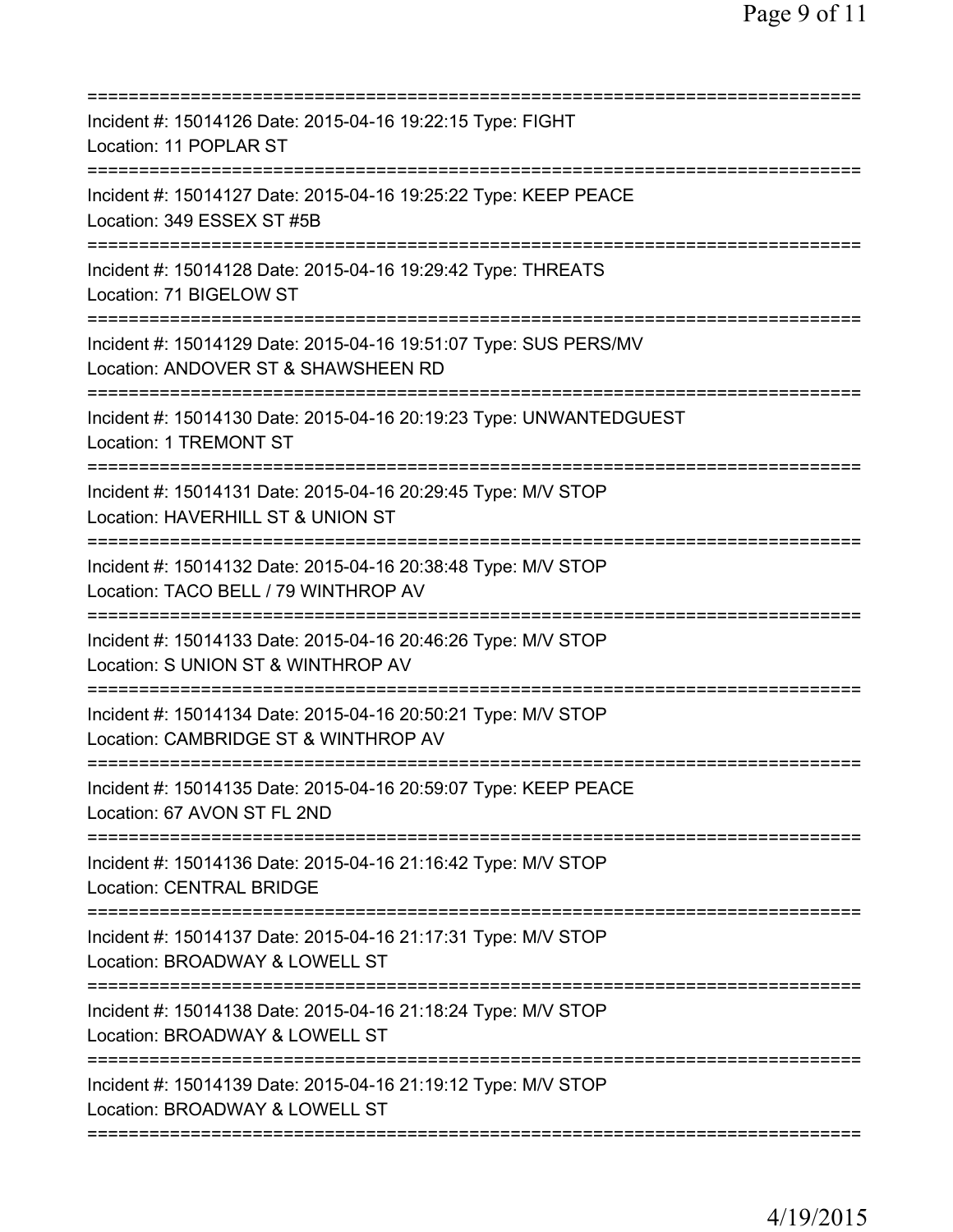Incident #: 15014126 Date: 2015-04-16 19:22:15 Type: FIGHT
Location: 11 POPLAR ST

Incident #: 15014127 Date: 2015-04-16 19:25:22 Type: KEEP PEACE
Location: 349 ESSEX ST #5B

Incident #: 15014128 Date: 2015-04-16 19:29:42 Type: THREATS
Location: 71 BIGELOW ST

Incident #: 15014129 Date: 2015-04-16 19:51:07 Type: SUS PERS/MV
Location: ANDOVER ST & SHAWSHEEN RD

Incident #: 15014130 Date: 2015-04-16 20:19:23 Type: UNWANTEDGUEST
Location: 1 TREMONT ST

Incident #: 15014131 Date: 2015-04-16 20:29:45 Type: M/V STOP
Location: HAVERHILL ST & UNION ST

Incident #: 15014132 Date: 2015-04-16 20:38:48 Type: M/V STOP
Location: TACO BELL / 79 WINTHROP AV

Incident #: 15014133 Date: 2015-04-16 20:46:26 Type: M/V STOP
Location: S UNION ST & WINTHROP AV

Incident #: 15014134 Date: 2015-04-16 20:50:21 Type: M/V STOP
Location: CAMBRIDGE ST & WINTHROP AV

Incident #: 15014135 Date: 2015-04-16 20:59:07 Type: KEEP PEACE
Location: 67 AVON ST FL 2ND

Incident #: 15014136 Date: 2015-04-16 21:16:42 Type: M/V STOP
Location: CENTRAL BRIDGE

Incident #: 15014137 Date: 2015-04-16 21:17:31 Type: M/V STOP
Location: BROADWAY & LOWELL ST

Incident #: 15014138 Date: 2015-04-16 21:18:24 Type: M/V STOP
Location: BROADWAY & LOWELL ST

Incident #: 15014139 Date: 2015-04-16 21:19:12 Type: M/V STOP
Location: BROADWAY & LOWELL ST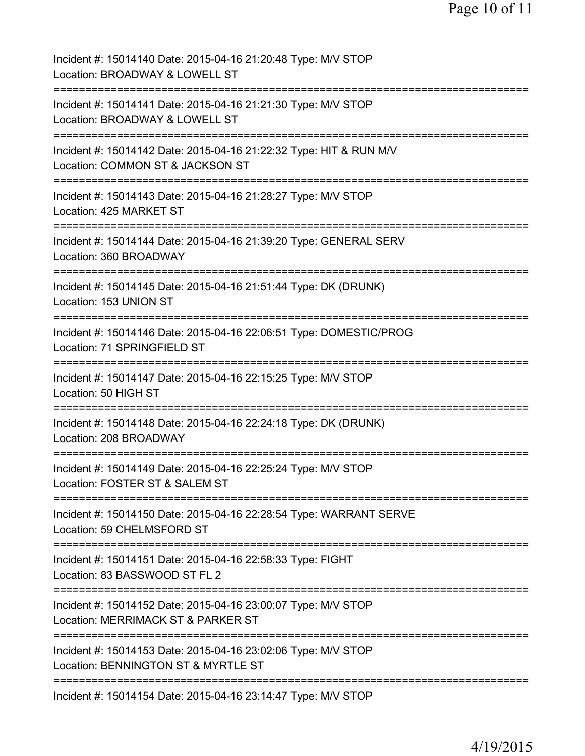Incident #: 15014140 Date: 2015-04-16 21:20:48 Type: M/V STOP
Location: BROADWAY & LOWELL ST

===========================================================================

Incident #: 15014141 Date: 2015-04-16 21:21:30 Type: M/V STOP
Location: BROADWAY & LOWELL ST

===========================================================================

Incident #: 15014142 Date: 2015-04-16 21:22:32 Type: HIT & RUN M/V
Location: COMMON ST & JACKSON ST

===========================================================================

Incident #: 15014143 Date: 2015-04-16 21:28:27 Type: M/V STOP
Location: 425 MARKET ST

===========================================================================

Incident #: 15014144 Date: 2015-04-16 21:39:20 Type: GENERAL SERV
Location: 360 BROADWAY

===========================================================================

Incident #: 15014145 Date: 2015-04-16 21:51:44 Type: DK (DRUNK)
Location: 153 UNION ST

===========================================================================

Incident #: 15014146 Date: 2015-04-16 22:06:51 Type: DOMESTIC/PROG
Location: 71 SPRINGFIELD ST

===========================================================================

Incident #: 15014147 Date: 2015-04-16 22:15:25 Type: M/V STOP
Location: 50 HIGH ST

===========================================================================

Incident #: 15014148 Date: 2015-04-16 22:24:18 Type: DK (DRUNK)
Location: 208 BROADWAY

===========================================================================

Incident #: 15014149 Date: 2015-04-16 22:25:24 Type: M/V STOP
Location: FOSTER ST & SALEM ST

===========================================================================

Incident #: 15014150 Date: 2015-04-16 22:28:54 Type: WARRANT SERVE
Location: 59 CHELMSFORD ST

===========================================================================

Incident #: 15014151 Date: 2015-04-16 22:58:33 Type: FIGHT
Location: 83 BASSWOOD ST FL 2

===========================================================================

Incident #: 15014152 Date: 2015-04-16 23:00:07 Type: M/V STOP
Location: MERRIMACK ST & PARKER ST

===========================================================================

Incident #: 15014153 Date: 2015-04-16 23:02:06 Type: M/V STOP
Location: BENNINGTON ST & MYRTLE ST

===========================================================================

Incident #: 15014154 Date: 2015-04-16 23:14:47 Type: M/V STOP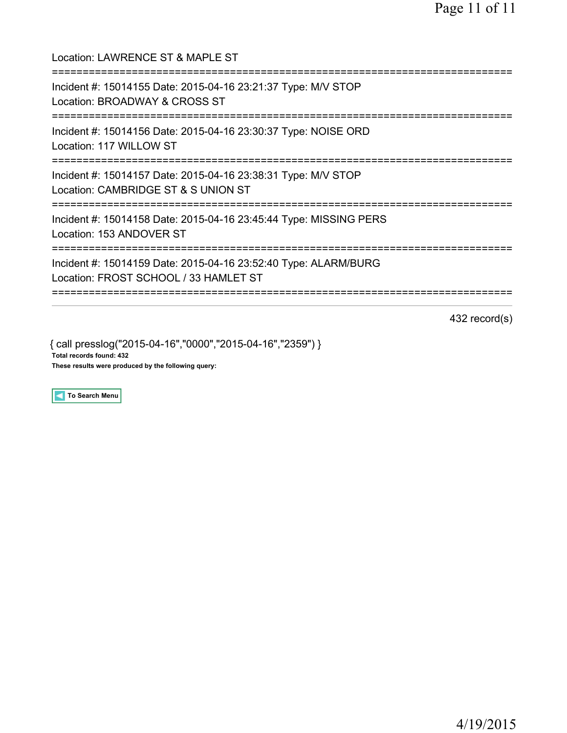Location: LAWRENCE ST & MAPLE ST

===========================================================================

Incident #: 15014155 Date: 2015-04-16 23:21:37 Type: M/V STOP
Location: BROADWAY & CROSS ST

===========================================================================

Incident #: 15014156 Date: 2015-04-16 23:30:37 Type: NOISE ORD
Location: 117 WILLOW ST

===========================================================================

Incident #: 15014157 Date: 2015-04-16 23:38:31 Type: M/V STOP
Location: CAMBRIDGE ST & S UNION ST

===========================================================================

Incident #: 15014158 Date: 2015-04-16 23:45:44 Type: MISSING PERS
Location: 153 ANDOVER ST

===========================================================================

Incident #: 15014159 Date: 2015-04-16 23:52:40 Type: ALARM/BURG
Location: FROST SCHOOL / 33 HAMLET ST

===========================================================================

432 record(s)

{ call presslog("2015-04-16","0000","2015-04-16","2359") }

**Total records found: 432**

**These results were produced by the following query:**

**To Search Menu**